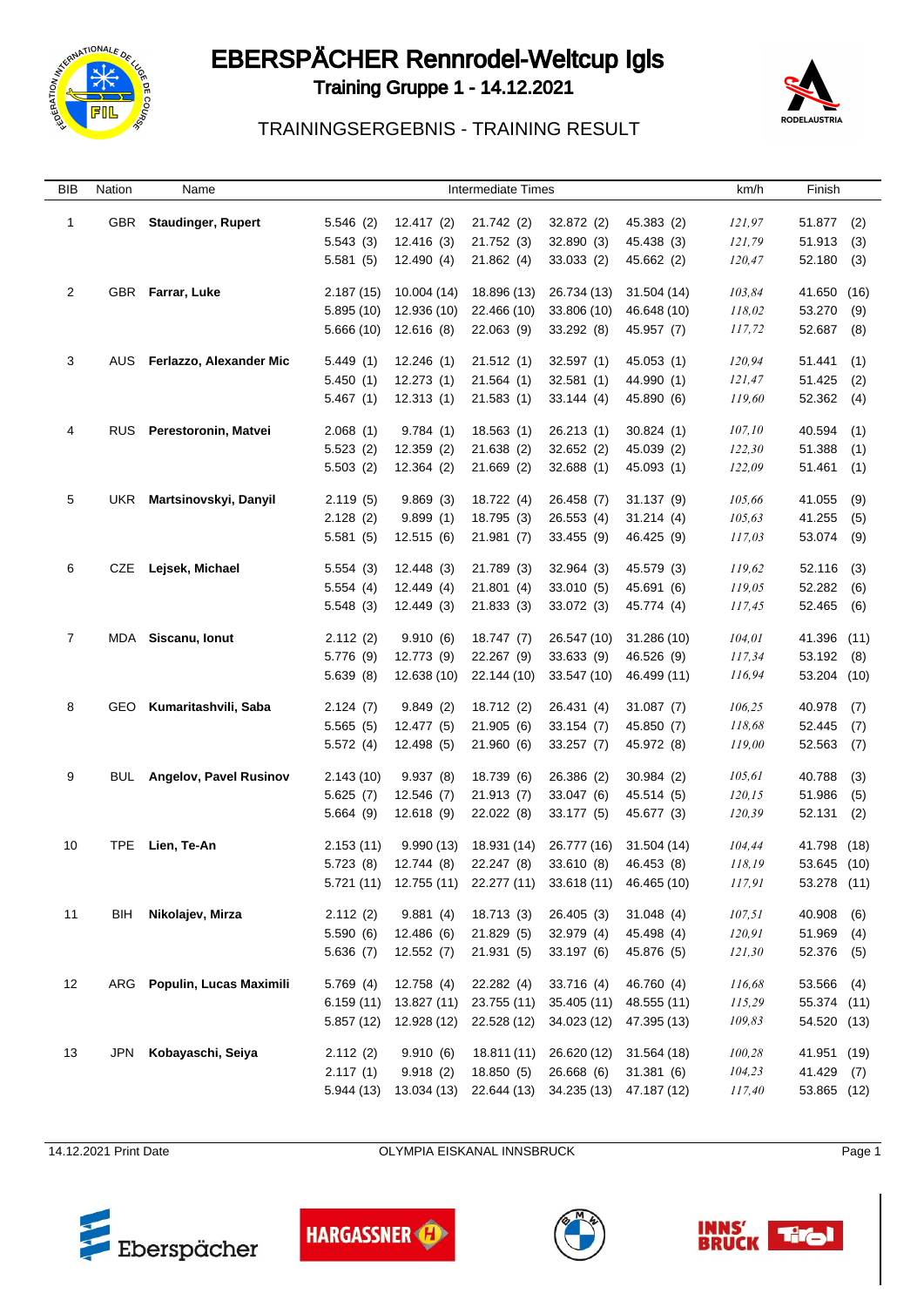# EBERSPÄCHER Rennrodel-Weltcup Igls

## Training Gruppe 1 - 14.12.2021

### TRAININGSERGEBNIS - TRAINING RESULT

| BIB | Nation | Name | Intermediate Times | | | | | km/h | Finish |
|---|---|---|---|---|---|---|---|---|---|
| 1 | GBR | **Staudinger, Rupert** | 5.546 (2) | 12.417 (2) | 21.742 (2) | 32.872 (2) | 45.383 (2) | *121,97* | 51.877 (2) |
| | | | 5.543 (3) | 12.416 (3) | 21.752 (3) | 32.890 (3) | 45.438 (3) | *121,79* | 51.913 (3) |
| | | | 5.581 (5) | 12.490 (4) | 21.862 (4) | 33.033 (2) | 45.662 (2) | *120,47* | 52.180 (3) |
| 2 | GBR | **Farrar, Luke** | 2.187 (15) | 10.004 (14) | 18.896 (13) | 26.734 (13) | 31.504 (14) | *103,84* | 41.650 (16) |
| | | | 5.895 (10) | 12.936 (10) | 22.466 (10) | 33.806 (10) | 46.648 (10) | *118,02* | 53.270 (9) |
| | | | 5.666 (10) | 12.616 (8) | 22.063 (9) | 33.292 (8) | 45.957 (7) | *117,72* | 52.687 (8) |
| 3 | AUS | **Ferlazzo, Alexander Mic** | 5.449 (1) | 12.246 (1) | 21.512 (1) | 32.597 (1) | 45.053 (1) | *120,94* | 51.441 (1) |
| | | | 5.450 (1) | 12.273 (1) | 21.564 (1) | 32.581 (1) | 44.990 (1) | *121,47* | 51.425 (2) |
| | | | 5.467 (1) | 12.313 (1) | 21.583 (1) | 33.144 (4) | 45.890 (6) | *119,60* | 52.362 (4) |
| 4 | RUS | **Perestoronin, Matvei** | 2.068 (1) | 9.784 (1) | 18.563 (1) | 26.213 (1) | 30.824 (1) | *107,10* | 40.594 (1) |
| | | | 5.523 (2) | 12.359 (2) | 21.638 (2) | 32.652 (2) | 45.039 (2) | *122,30* | 51.388 (1) |
| | | | 5.503 (2) | 12.364 (2) | 21.669 (2) | 32.688 (1) | 45.093 (1) | *122,09* | 51.461 (1) |
| 5 | UKR | **Martsinovskyi, Danyil** | 2.119 (5) | 9.869 (3) | 18.722 (4) | 26.458 (7) | 31.137 (9) | *105,66* | 41.055 (9) |
| | | | 2.128 (2) | 9.899 (1) | 18.795 (3) | 26.553 (4) | 31.214 (4) | *105,63* | 41.255 (5) |
| | | | 5.581 (5) | 12.515 (6) | 21.981 (7) | 33.455 (9) | 46.425 (9) | *117,03* | 53.074 (9) |
| 6 | CZE | **Lejsek, Michael** | 5.554 (3) | 12.448 (3) | 21.789 (3) | 32.964 (3) | 45.579 (3) | *119,62* | 52.116 (3) |
| | | | 5.554 (4) | 12.449 (4) | 21.801 (4) | 33.010 (5) | 45.691 (6) | *119,05* | 52.282 (6) |
| | | | 5.548 (3) | 12.449 (3) | 21.833 (3) | 33.072 (3) | 45.774 (4) | *117,45* | 52.465 (6) |
| 7 | MDA | **Siscanu, Ionut** | 2.112 (2) | 9.910 (6) | 18.747 (7) | 26.547 (10) | 31.286 (10) | *104,01* | 41.396 (11) |
| | | | 5.776 (9) | 12.773 (9) | 22.267 (9) | 33.633 (9) | 46.526 (9) | *117,34* | 53.192 (8) |
| | | | 5.639 (8) | 12.638 (10) | 22.144 (10) | 33.547 (10) | 46.499 (11) | *116,94* | 53.204 (10) |
| 8 | GEO | **Kumaritashvili, Saba** | 2.124 (7) | 9.849 (2) | 18.712 (2) | 26.431 (4) | 31.087 (7) | *106,25* | 40.978 (7) |
| | | | 5.565 (5) | 12.477 (5) | 21.905 (6) | 33.154 (7) | 45.850 (7) | *118,68* | 52.445 (7) |
| | | | 5.572 (4) | 12.498 (5) | 21.960 (6) | 33.257 (7) | 45.972 (8) | *119,00* | 52.563 (7) |
| 9 | BUL | **Angelov, Pavel Rusinov** | 2.143 (10) | 9.937 (8) | 18.739 (6) | 26.386 (2) | 30.984 (2) | *105,61* | 40.788 (3) |
| | | | 5.625 (7) | 12.546 (7) | 21.913 (7) | 33.047 (6) | 45.514 (5) | *120,15* | 51.986 (5) |
| | | | 5.664 (9) | 12.618 (9) | 22.022 (8) | 33.177 (5) | 45.677 (3) | *120,39* | 52.131 (2) |
| 10 | TPE | **Lien, Te-An** | 2.153 (11) | 9.990 (13) | 18.931 (14) | 26.777 (16) | 31.504 (14) | *104,44* | 41.798 (18) |
| | | | 5.723 (8) | 12.744 (8) | 22.247 (8) | 33.610 (8) | 46.453 (8) | *118,19* | 53.645 (10) |
| | | | 5.721 (11) | 12.755 (11) | 22.277 (11) | 33.618 (11) | 46.465 (10) | *117,91* | 53.278 (11) |
| 11 | BIH | **Nikolajev, Mirza** | 2.112 (2) | 9.881 (4) | 18.713 (3) | 26.405 (3) | 31.048 (4) | *107,51* | 40.908 (6) |
| | | | 5.590 (6) | 12.486 (6) | 21.829 (5) | 32.979 (4) | 45.498 (4) | *120,91* | 51.969 (4) |
| | | | 5.636 (7) | 12.552 (7) | 21.931 (5) | 33.197 (6) | 45.876 (5) | *121,30* | 52.376 (5) |
| 12 | ARG | **Populin, Lucas Maximili** | 5.769 (4) | 12.758 (4) | 22.282 (4) | 33.716 (4) | 46.760 (4) | *116,68* | 53.566 (4) |
| | | | 6.159 (11) | 13.827 (11) | 23.755 (11) | 35.405 (11) | 48.555 (11) | *115,29* | 55.374 (11) |
| | | | 5.857 (12) | 12.928 (12) | 22.528 (12) | 34.023 (12) | 47.395 (13) | *109,83* | 54.520 (13) |
| 13 | JPN | **Kobayaschi, Seiya** | 2.112 (2) | 9.910 (6) | 18.811 (11) | 26.620 (12) | 31.564 (18) | *100,28* | 41.951 (19) |
| | | | 2.117 (1) | 9.918 (2) | 18.850 (5) | 26.668 (6) | 31.381 (6) | *104,23* | 41.429 (7) |
| | | | 5.944 (13) | 13.034 (13) | 22.644 (13) | 34.235 (13) | 47.187 (12) | *117,40* | 53.865 (12) |

14.12.2021 Print Date — OLYMPIA EISKANAL INNSBRUCK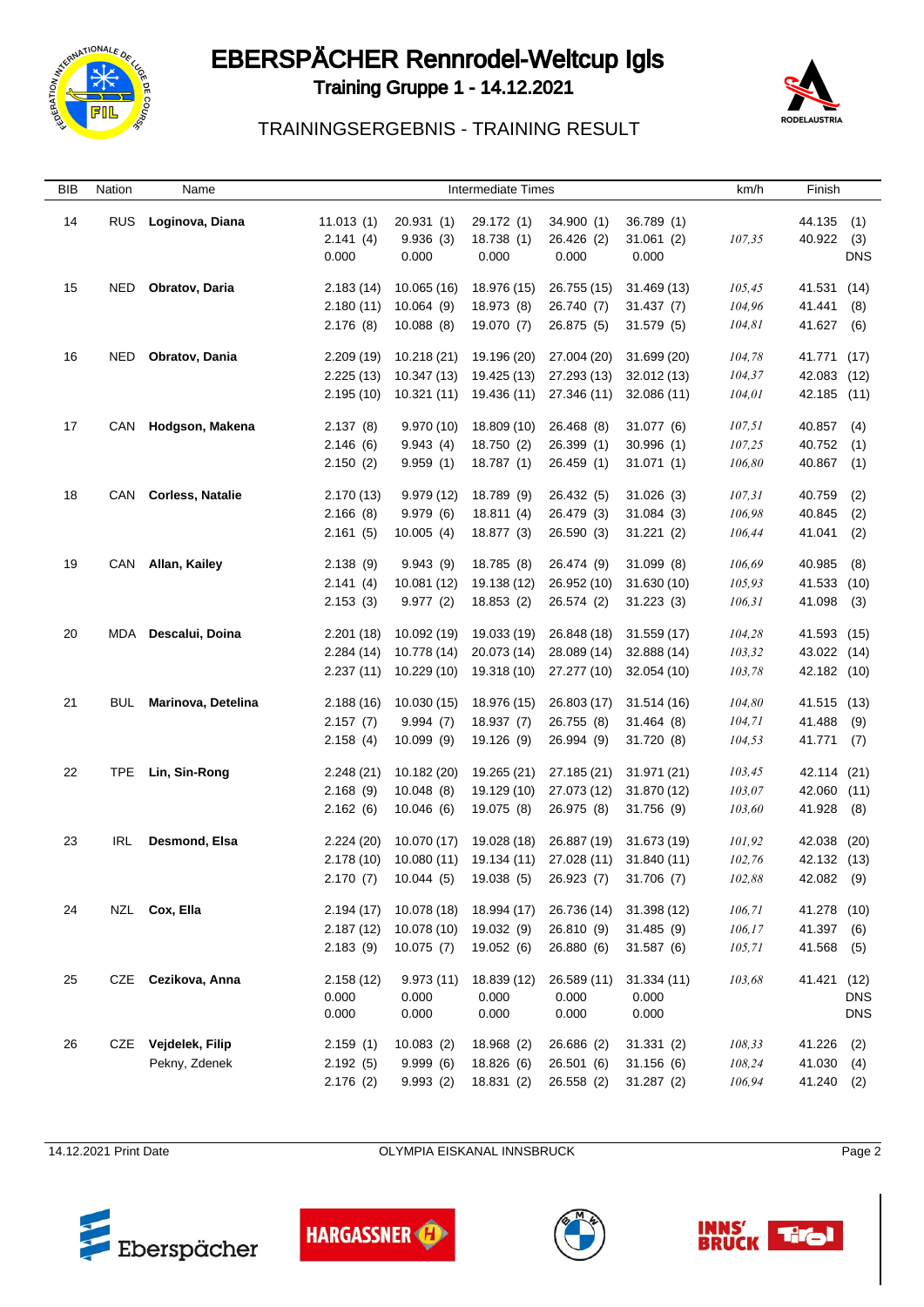# EBERSPÄCHER Rennrodel-Weltcup Igls

**Training Gruppe 1 - 14.12.2021**

TRAININGSERGEBNIS - TRAINING RESULT

| BIB | Nation | Name | Intermediate Times | | | | | km/h | Finish |
|---|---|---|---|---|---|---|---|---|---|
| 14 | RUS | **Loginova, Diana** | 11.013 (1) | 20.931 (1) | 29.172 (1) | 34.900 (1) | 36.789 (1) | | 44.135 (1) |
| | | | 2.141 (4) | 9.936 (3) | 18.738 (1) | 26.426 (2) | 31.061 (2) | *107,35* | 40.922 (3) |
| | | | 0.000 | 0.000 | 0.000 | 0.000 | 0.000 | | DNS |
| 15 | NED | **Obratov, Daria** | 2.183 (14) | 10.065 (16) | 18.976 (15) | 26.755 (15) | 31.469 (13) | *105,45* | 41.531 (14) |
| | | | 2.180 (11) | 10.064 (9) | 18.973 (8) | 26.740 (7) | 31.437 (7) | *104,96* | 41.441 (8) |
| | | | 2.176 (8) | 10.088 (8) | 19.070 (7) | 26.875 (5) | 31.579 (5) | *104,81* | 41.627 (6) |
| 16 | NED | **Obratov, Dania** | 2.209 (19) | 10.218 (21) | 19.196 (20) | 27.004 (20) | 31.699 (20) | *104,78* | 41.771 (17) |
| | | | 2.225 (13) | 10.347 (13) | 19.425 (13) | 27.293 (13) | 32.012 (13) | *104,37* | 42.083 (12) |
| | | | 2.195 (10) | 10.321 (11) | 19.436 (11) | 27.346 (11) | 32.086 (11) | *104,01* | 42.185 (11) |
| 17 | CAN | **Hodgson, Makena** | 2.137 (8) | 9.970 (10) | 18.809 (10) | 26.468 (8) | 31.077 (6) | *107,51* | 40.857 (4) |
| | | | 2.146 (6) | 9.943 (4) | 18.750 (2) | 26.399 (1) | 30.996 (1) | *107,25* | 40.752 (1) |
| | | | 2.150 (2) | 9.959 (1) | 18.787 (1) | 26.459 (1) | 31.071 (1) | *106,80* | 40.867 (1) |
| 18 | CAN | **Corless, Natalie** | 2.170 (13) | 9.979 (12) | 18.789 (9) | 26.432 (5) | 31.026 (3) | *107,31* | 40.759 (2) |
| | | | 2.166 (8) | 9.979 (6) | 18.811 (4) | 26.479 (3) | 31.084 (3) | *106,98* | 40.845 (2) |
| | | | 2.161 (5) | 10.005 (4) | 18.877 (3) | 26.590 (3) | 31.221 (2) | *106,44* | 41.041 (2) |
| 19 | CAN | **Allan, Kailey** | 2.138 (9) | 9.943 (9) | 18.785 (8) | 26.474 (9) | 31.099 (8) | *106,69* | 40.985 (8) |
| | | | 2.141 (4) | 10.081 (12) | 19.138 (12) | 26.952 (10) | 31.630 (10) | *105,93* | 41.533 (10) |
| | | | 2.153 (3) | 9.977 (2) | 18.853 (2) | 26.574 (2) | 31.223 (3) | *106,31* | 41.098 (3) |
| 20 | MDA | **Descalui, Doina** | 2.201 (18) | 10.092 (19) | 19.033 (19) | 26.848 (18) | 31.559 (17) | *104,28* | 41.593 (15) |
| | | | 2.284 (14) | 10.778 (14) | 20.073 (14) | 28.089 (14) | 32.888 (14) | *103,32* | 43.022 (14) |
| | | | 2.237 (11) | 10.229 (10) | 19.318 (10) | 27.277 (10) | 32.054 (10) | *103,78* | 42.182 (10) |
| 21 | BUL | **Marinova, Detelina** | 2.188 (16) | 10.030 (15) | 18.976 (15) | 26.803 (17) | 31.514 (16) | *104,80* | 41.515 (13) |
| | | | 2.157 (7) | 9.994 (7) | 18.937 (7) | 26.755 (8) | 31.464 (8) | *104,71* | 41.488 (9) |
| | | | 2.158 (4) | 10.099 (9) | 19.126 (9) | 26.994 (9) | 31.720 (8) | *104,53* | 41.771 (7) |
| 22 | TPE | **Lin, Sin-Rong** | 2.248 (21) | 10.182 (20) | 19.265 (21) | 27.185 (21) | 31.971 (21) | *103,45* | 42.114 (21) |
| | | | 2.168 (9) | 10.048 (8) | 19.129 (10) | 27.073 (12) | 31.870 (12) | *103,07* | 42.060 (11) |
| | | | 2.162 (6) | 10.046 (6) | 19.075 (8) | 26.975 (8) | 31.756 (9) | *103,60* | 41.928 (8) |
| 23 | IRL | **Desmond, Elsa** | 2.224 (20) | 10.070 (17) | 19.028 (18) | 26.887 (19) | 31.673 (19) | *101,92* | 42.038 (20) |
| | | | 2.178 (10) | 10.080 (11) | 19.134 (11) | 27.028 (11) | 31.840 (11) | *102,76* | 42.132 (13) |
| | | | 2.170 (7) | 10.044 (5) | 19.038 (5) | 26.923 (7) | 31.706 (7) | *102,88* | 42.082 (9) |
| 24 | NZL | **Cox, Ella** | 2.194 (17) | 10.078 (18) | 18.994 (17) | 26.736 (14) | 31.398 (12) | *106,71* | 41.278 (10) |
| | | | 2.187 (12) | 10.078 (10) | 19.032 (9) | 26.810 (9) | 31.485 (9) | *106,17* | 41.397 (6) |
| | | | 2.183 (9) | 10.075 (7) | 19.052 (6) | 26.880 (6) | 31.587 (6) | *105,71* | 41.568 (5) |
| 25 | CZE | **Cezikova, Anna** | 2.158 (12) | 9.973 (11) | 18.839 (12) | 26.589 (11) | 31.334 (11) | *103,68* | 41.421 (12) |
| | | | 0.000 | 0.000 | 0.000 | 0.000 | 0.000 | | DNS |
| | | | 0.000 | 0.000 | 0.000 | 0.000 | 0.000 | | DNS |
| 26 | CZE | **Vejdelek, Filip** | 2.159 (1) | 10.083 (2) | 18.968 (2) | 26.686 (2) | 31.331 (2) | *108,33* | 41.226 (2) |
| | | Pekny, Zdenek | 2.192 (5) | 9.999 (6) | 18.826 (6) | 26.501 (6) | 31.156 (6) | *108,24* | 41.030 (4) |
| | | | 2.176 (2) | 9.993 (2) | 18.831 (2) | 26.558 (2) | 31.287 (2) | *106,94* | 41.240 (2) |

14.12.2021 Print Date — OLYMPIA EISKANAL INNSBRUCK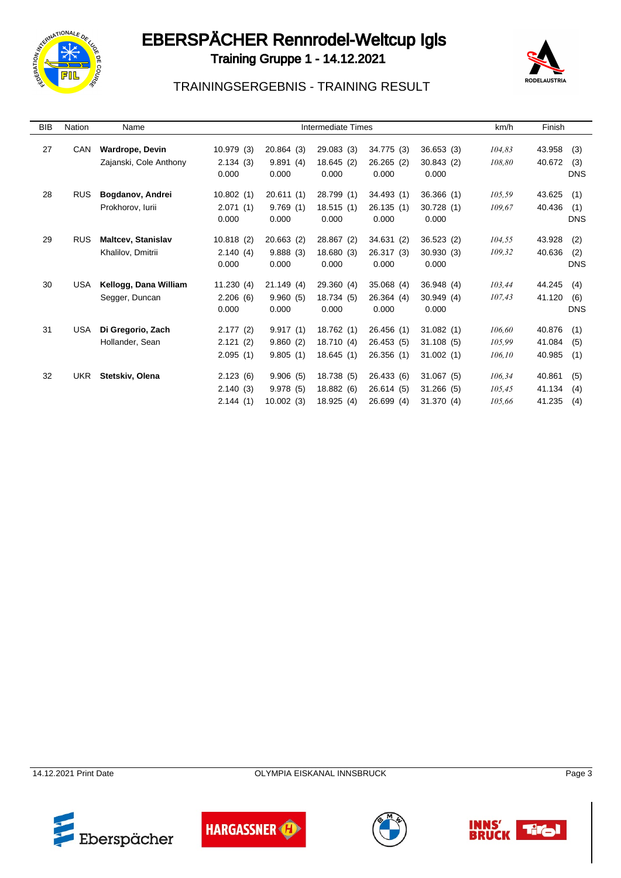# EBERSPÄCHER Rennrodel-Weltcup Igls

## Training Gruppe 1 - 14.12.2021

### TRAININGSERGEBNIS - TRAINING RESULT

| BIB | Nation | Name | Intermediate Times | | | | | km/h | Finish | |
|---|---|---|---|---|---|---|---|---|---|---|
| 27 | CAN | **Wardrope, Devin** | 10.979 (3) | 20.864 (3) | 29.083 (3) | 34.775 (3) | 36.653 (3) | 104,83 | 43.958 | (3) |
| | | Zajanski, Cole Anthony | 2.134 (3) | 9.891 (4) | 18.645 (2) | 26.265 (2) | 30.843 (2) | 108,80 | 40.672 | (3) |
| | | | 0.000 | 0.000 | 0.000 | 0.000 | 0.000 | | | DNS |
| 28 | RUS | **Bogdanov, Andrei** | 10.802 (1) | 20.611 (1) | 28.799 (1) | 34.493 (1) | 36.366 (1) | 105,59 | 43.625 | (1) |
| | | Prokhorov, Iurii | 2.071 (1) | 9.769 (1) | 18.515 (1) | 26.135 (1) | 30.728 (1) | 109,67 | 40.436 | (1) |
| | | | 0.000 | 0.000 | 0.000 | 0.000 | 0.000 | | | DNS |
| 29 | RUS | **Maltcev, Stanislav** | 10.818 (2) | 20.663 (2) | 28.867 (2) | 34.631 (2) | 36.523 (2) | 104,55 | 43.928 | (2) |
| | | Khalilov, Dmitrii | 2.140 (4) | 9.888 (3) | 18.680 (3) | 26.317 (3) | 30.930 (3) | 109,32 | 40.636 | (2) |
| | | | 0.000 | 0.000 | 0.000 | 0.000 | 0.000 | | | DNS |
| 30 | USA | **Kellogg, Dana William** | 11.230 (4) | 21.149 (4) | 29.360 (4) | 35.068 (4) | 36.948 (4) | 103,44 | 44.245 | (4) |
| | | Segger, Duncan | 2.206 (6) | 9.960 (5) | 18.734 (5) | 26.364 (4) | 30.949 (4) | 107,43 | 41.120 | (6) |
| | | | 0.000 | 0.000 | 0.000 | 0.000 | 0.000 | | | DNS |
| 31 | USA | **Di Gregorio, Zach** | 2.177 (2) | 9.917 (1) | 18.762 (1) | 26.456 (1) | 31.082 (1) | 106,60 | 40.876 | (1) |
| | | Hollander, Sean | 2.121 (2) | 9.860 (2) | 18.710 (4) | 26.453 (5) | 31.108 (5) | 105,99 | 41.084 | (5) |
| | | | 2.095 (1) | 9.805 (1) | 18.645 (1) | 26.356 (1) | 31.002 (1) | 106,10 | 40.985 | (1) |
| 32 | UKR | **Stetskiv, Olena** | 2.123 (6) | 9.906 (5) | 18.738 (5) | 26.433 (6) | 31.067 (5) | 106,34 | 40.861 | (5) |
| | | | 2.140 (3) | 9.978 (5) | 18.882 (6) | 26.614 (5) | 31.266 (5) | 105,45 | 41.134 | (4) |
| | | | 2.144 (1) | 10.002 (3) | 18.925 (4) | 26.699 (4) | 31.370 (4) | 105,66 | 41.235 | (4) |

14.12.2021 Print Date

OLYMPIA EISKANAL INNSBRUCK